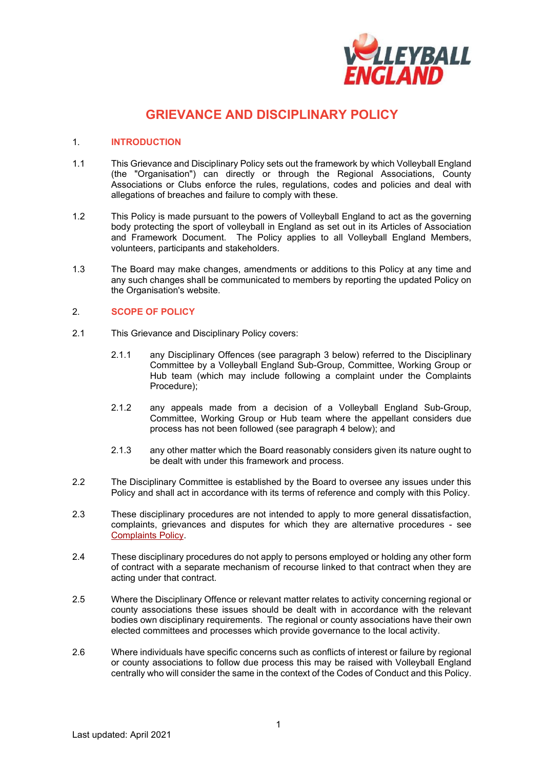# GRIEVANCE AND DISCIPLINARY POLICY

## 1. INTRODUCTION

1.1 This Grievance and Disciplinary Policy sets out the framework by which Volleyball England (the "Organisation") can directly or through the Regional Associations, County Associations or Clubs enforce the rules, regulations, codes and policies and deal with allegations of breaches and failure to comply with these.

1.2 This Policy is made pursuant to the powers of Volleyball England to act as the governing body protecting the sport of volleyball in England as set out in its Articles of Association and Framework Document. The Policy applies to all Volleyball England Members, volunteers, participants and stakeholders.

1.3 The Board may make changes, amendments or additions to this Policy at any time and any such changes shall be communicated to members by reporting the updated Policy on the Organisation's website.

## 2. SCOPE OF POLICY

2.1 This Grievance and Disciplinary Policy covers:

2.1.1 any Disciplinary Offences (see paragraph 3 below) referred to the Disciplinary Committee by a Volleyball England Sub-Group, Committee, Working Group or Hub team (which may include following a complaint under the Complaints Procedure);

2.1.2 any appeals made from a decision of a Volleyball England Sub-Group, Committee, Working Group or Hub team where the appellant considers due process has not been followed (see paragraph 4 below); and

2.1.3 any other matter which the Board reasonably considers given its nature ought to be dealt with under this framework and process.

2.2 The Disciplinary Committee is established by the Board to oversee any issues under this Policy and shall act in accordance with its terms of reference and comply with this Policy.

2.3 These disciplinary procedures are not intended to apply to more general dissatisfaction, complaints, grievances and disputes for which they are alternative procedures - see Complaints Policy.

2.4 These disciplinary procedures do not apply to persons employed or holding any other form of contract with a separate mechanism of recourse linked to that contract when they are acting under that contract.

2.5 Where the Disciplinary Offence or relevant matter relates to activity concerning regional or county associations these issues should be dealt with in accordance with the relevant bodies own disciplinary requirements. The regional or county associations have their own elected committees and processes which provide governance to the local activity.

2.6 Where individuals have specific concerns such as conflicts of interest or failure by regional or county associations to follow due process this may be raised with Volleyball England centrally who will consider the same in the context of the Codes of Conduct and this Policy.

Last updated: April 2021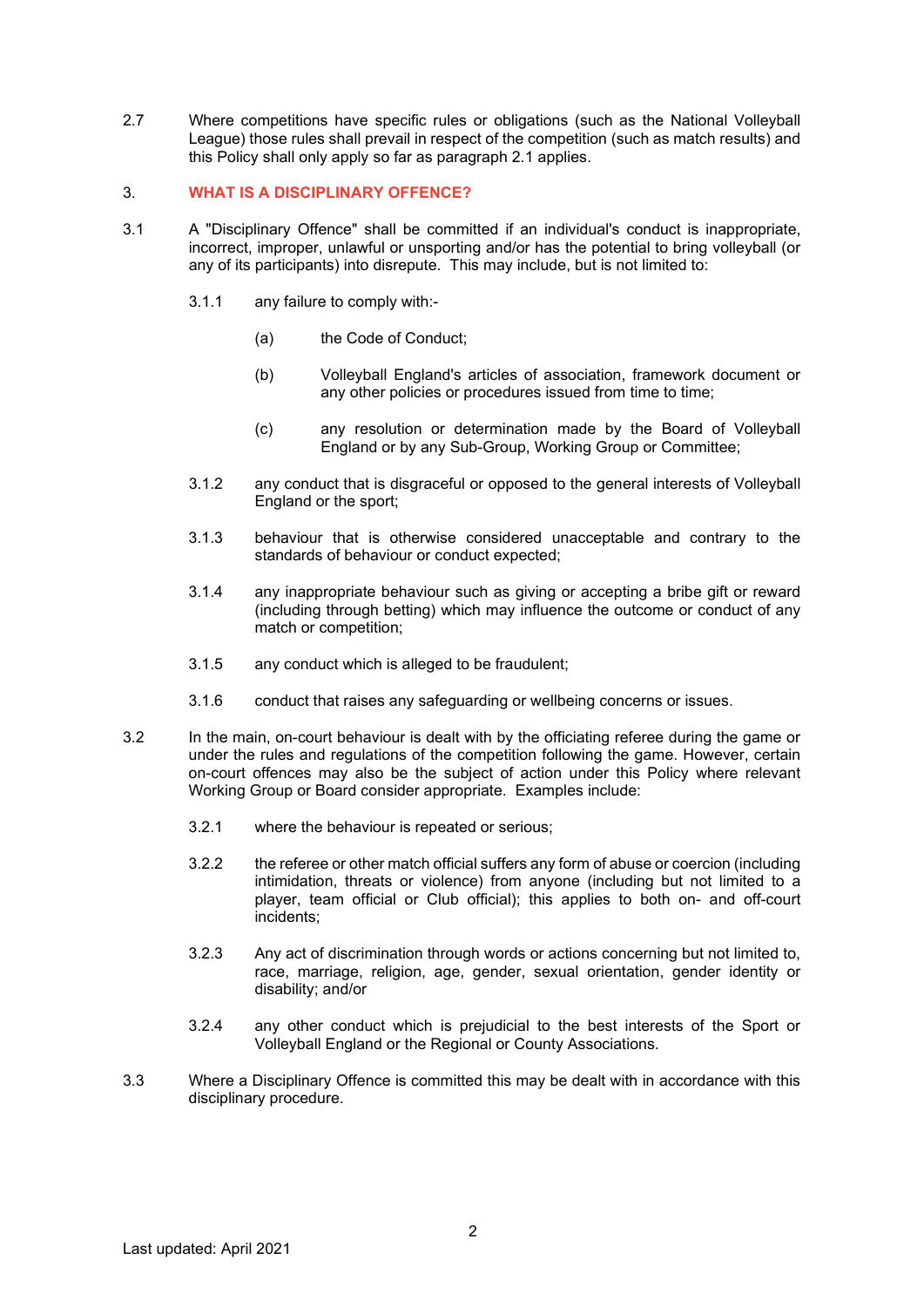2.7 Where competitions have specific rules or obligations (such as the National Volleyball League) those rules shall prevail in respect of the competition (such as match results) and this Policy shall only apply so far as paragraph 2.1 applies.

## 3. WHAT IS A DISCIPLINARY OFFENCE?

3.1 A "Disciplinary Offence" shall be committed if an individual's conduct is inappropriate, incorrect, improper, unlawful or unsporting and/or has the potential to bring volleyball (or any of its participants) into disrepute. This may include, but is not limited to:

3.1.1 any failure to comply with:-

(a) the Code of Conduct;

(b) Volleyball England's articles of association, framework document or any other policies or procedures issued from time to time;

(c) any resolution or determination made by the Board of Volleyball England or by any Sub-Group, Working Group or Committee;

3.1.2 any conduct that is disgraceful or opposed to the general interests of Volleyball England or the sport;

3.1.3 behaviour that is otherwise considered unacceptable and contrary to the standards of behaviour or conduct expected;

3.1.4 any inappropriate behaviour such as giving or accepting a bribe gift or reward (including through betting) which may influence the outcome or conduct of any match or competition;

3.1.5 any conduct which is alleged to be fraudulent;

3.1.6 conduct that raises any safeguarding or wellbeing concerns or issues.

3.2 In the main, on-court behaviour is dealt with by the officiating referee during the game or under the rules and regulations of the competition following the game. However, certain on-court offences may also be the subject of action under this Policy where relevant Working Group or Board consider appropriate. Examples include:

3.2.1 where the behaviour is repeated or serious;

3.2.2 the referee or other match official suffers any form of abuse or coercion (including intimidation, threats or violence) from anyone (including but not limited to a player, team official or Club official); this applies to both on- and off-court incidents;

3.2.3 Any act of discrimination through words or actions concerning but not limited to, race, marriage, religion, age, gender, sexual orientation, gender identity or disability; and/or

3.2.4 any other conduct which is prejudicial to the best interests of the Sport or Volleyball England or the Regional or County Associations.

3.3 Where a Disciplinary Offence is committed this may be dealt with in accordance with this disciplinary procedure.

Last updated: April 2021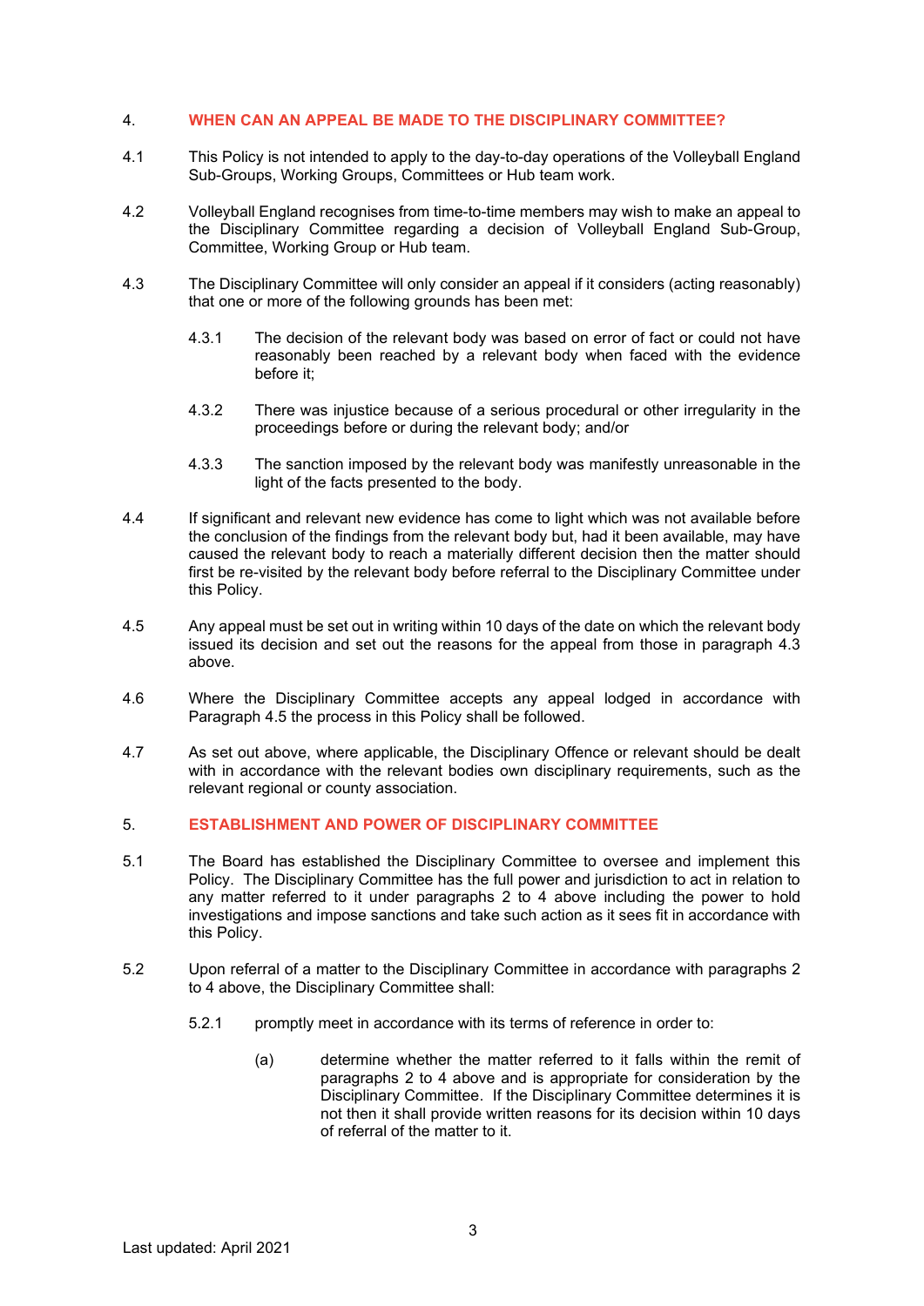## 4. WHEN CAN AN APPEAL BE MADE TO THE DISCIPLINARY COMMITTEE?

4.1 This Policy is not intended to apply to the day-to-day operations of the Volleyball England Sub-Groups, Working Groups, Committees or Hub team work.

4.2 Volleyball England recognises from time-to-time members may wish to make an appeal to the Disciplinary Committee regarding a decision of Volleyball England Sub-Group, Committee, Working Group or Hub team.

4.3 The Disciplinary Committee will only consider an appeal if it considers (acting reasonably) that one or more of the following grounds has been met:

4.3.1 The decision of the relevant body was based on error of fact or could not have reasonably been reached by a relevant body when faced with the evidence before it;

4.3.2 There was injustice because of a serious procedural or other irregularity in the proceedings before or during the relevant body; and/or

4.3.3 The sanction imposed by the relevant body was manifestly unreasonable in the light of the facts presented to the body.

4.4 If significant and relevant new evidence has come to light which was not available before the conclusion of the findings from the relevant body but, had it been available, may have caused the relevant body to reach a materially different decision then the matter should first be re-visited by the relevant body before referral to the Disciplinary Committee under this Policy.

4.5 Any appeal must be set out in writing within 10 days of the date on which the relevant body issued its decision and set out the reasons for the appeal from those in paragraph 4.3 above.

4.6 Where the Disciplinary Committee accepts any appeal lodged in accordance with Paragraph 4.5 the process in this Policy shall be followed.

4.7 As set out above, where applicable, the Disciplinary Offence or relevant should be dealt with in accordance with the relevant bodies own disciplinary requirements, such as the relevant regional or county association.

## 5. ESTABLISHMENT AND POWER OF DISCIPLINARY COMMITTEE

5.1 The Board has established the Disciplinary Committee to oversee and implement this Policy. The Disciplinary Committee has the full power and jurisdiction to act in relation to any matter referred to it under paragraphs 2 to 4 above including the power to hold investigations and impose sanctions and take such action as it sees fit in accordance with this Policy.

5.2 Upon referral of a matter to the Disciplinary Committee in accordance with paragraphs 2 to 4 above, the Disciplinary Committee shall:

5.2.1 promptly meet in accordance with its terms of reference in order to:

(a) determine whether the matter referred to it falls within the remit of paragraphs 2 to 4 above and is appropriate for consideration by the Disciplinary Committee. If the Disciplinary Committee determines it is not then it shall provide written reasons for its decision within 10 days of referral of the matter to it.

Last updated: April 2021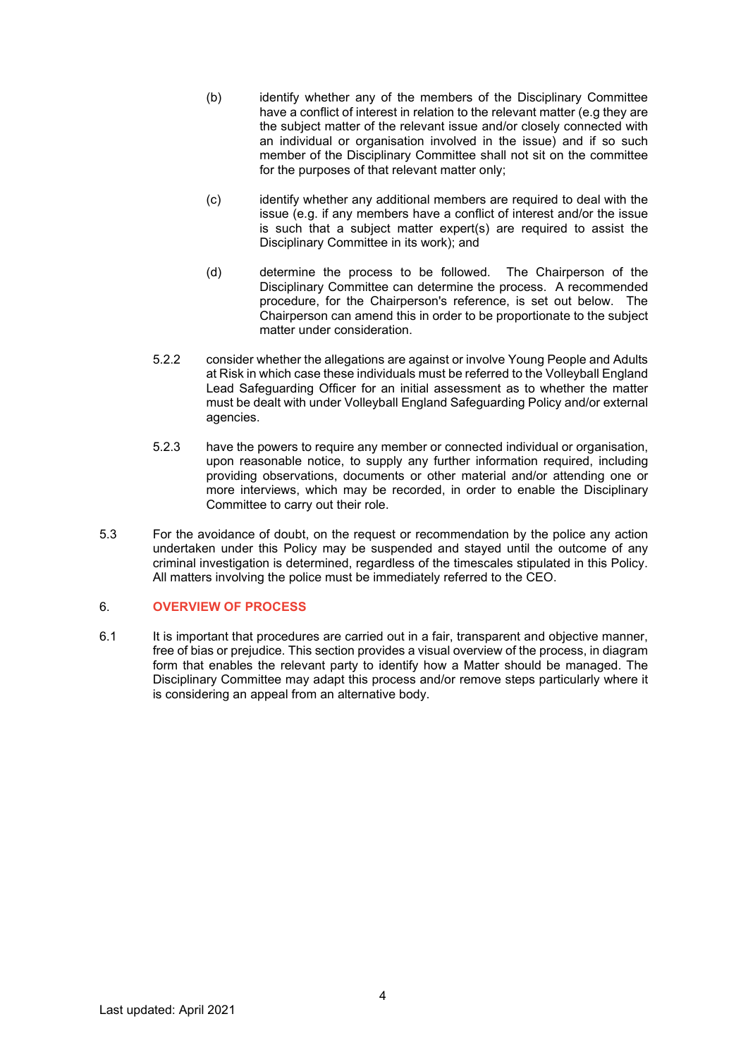(b) identify whether any of the members of the Disciplinary Committee have a conflict of interest in relation to the relevant matter (e.g they are the subject matter of the relevant issue and/or closely connected with an individual or organisation involved in the issue) and if so such member of the Disciplinary Committee shall not sit on the committee for the purposes of that relevant matter only;

(c) identify whether any additional members are required to deal with the issue (e.g. if any members have a conflict of interest and/or the issue is such that a subject matter expert(s) are required to assist the Disciplinary Committee in its work); and

(d) determine the process to be followed. The Chairperson of the Disciplinary Committee can determine the process. A recommended procedure, for the Chairperson's reference, is set out below. The Chairperson can amend this in order to be proportionate to the subject matter under consideration.

5.2.2 consider whether the allegations are against or involve Young People and Adults at Risk in which case these individuals must be referred to the Volleyball England Lead Safeguarding Officer for an initial assessment as to whether the matter must be dealt with under Volleyball England Safeguarding Policy and/or external agencies.

5.2.3 have the powers to require any member or connected individual or organisation, upon reasonable notice, to supply any further information required, including providing observations, documents or other material and/or attending one or more interviews, which may be recorded, in order to enable the Disciplinary Committee to carry out their role.

5.3 For the avoidance of doubt, on the request or recommendation by the police any action undertaken under this Policy may be suspended and stayed until the outcome of any criminal investigation is determined, regardless of the timescales stipulated in this Policy. All matters involving the police must be immediately referred to the CEO.

## 6. OVERVIEW OF PROCESS

6.1 It is important that procedures are carried out in a fair, transparent and objective manner, free of bias or prejudice. This section provides a visual overview of the process, in diagram form that enables the relevant party to identify how a Matter should be managed. The Disciplinary Committee may adapt this process and/or remove steps particularly where it is considering an appeal from an alternative body.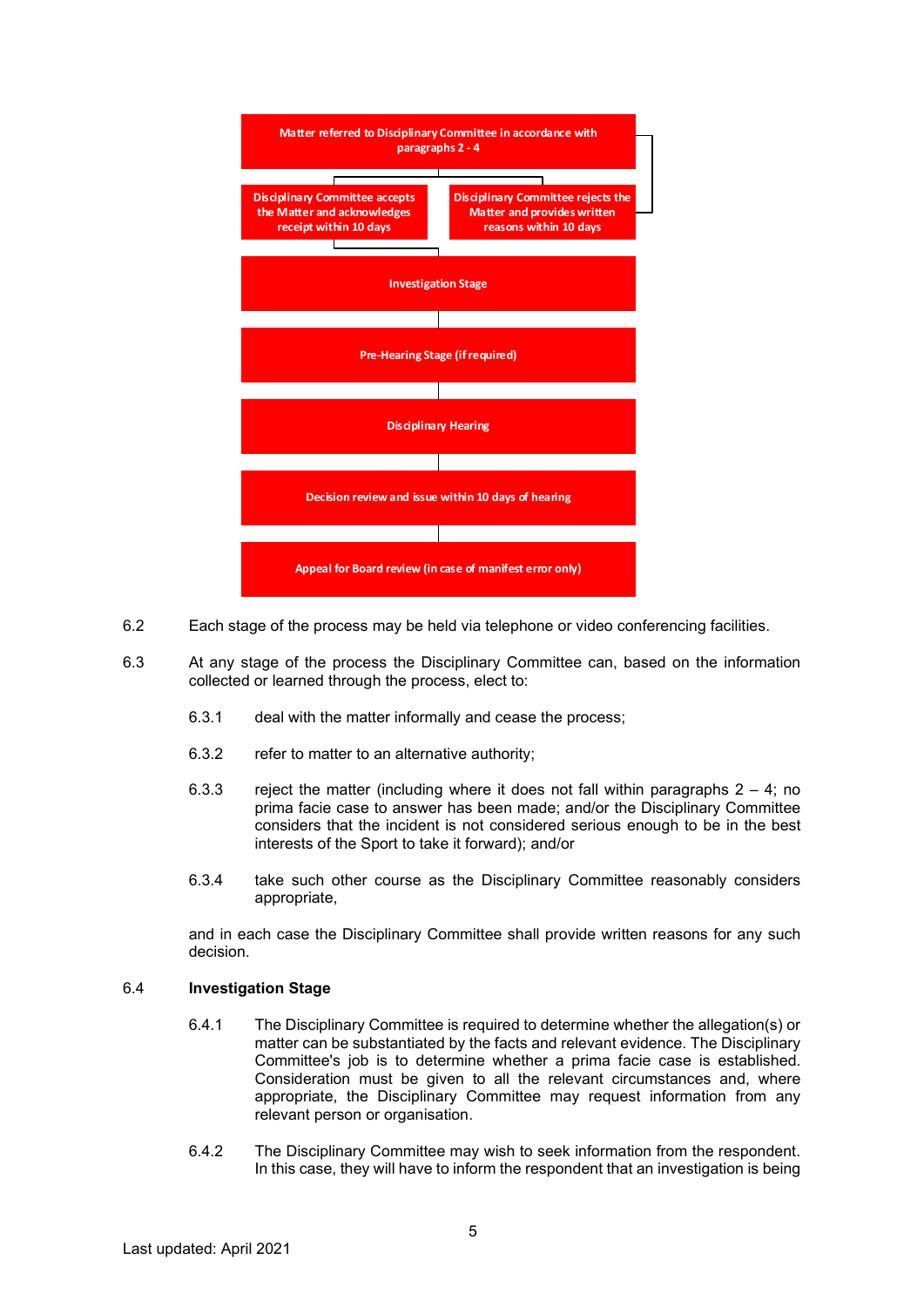Matter referred to Disciplinary Committee in accordance with paragraphs 2 - 4

Disciplinary Committee accepts the Matter and acknowledges receipt within 10 days

Disciplinary Committee rejects the Matter and provides written reasons within 10 days

Investigation Stage

Pre-Hearing Stage (if required)

Disciplinary Hearing

Decision review and issue within 10 days of hearing

Appeal for Board review (in case of manifest error only)

6.2 Each stage of the process may be held via telephone or video conferencing facilities.

6.3 At any stage of the process the Disciplinary Committee can, based on the information collected or learned through the process, elect to:

6.3.1 deal with the matter informally and cease the process;

6.3.2 refer to matter to an alternative authority;

6.3.3 reject the matter (including where it does not fall within paragraphs 2 – 4; no prima facie case to answer has been made; and/or the Disciplinary Committee considers that the incident is not considered serious enough to be in the best interests of the Sport to take it forward); and/or

6.3.4 take such other course as the Disciplinary Committee reasonably considers appropriate,

and in each case the Disciplinary Committee shall provide written reasons for any such decision.

6.4 **Investigation Stage**

6.4.1 The Disciplinary Committee is required to determine whether the allegation(s) or matter can be substantiated by the facts and relevant evidence. The Disciplinary Committee's job is to determine whether a prima facie case is established. Consideration must be given to all the relevant circumstances and, where appropriate, the Disciplinary Committee may request information from any relevant person or organisation.

6.4.2 The Disciplinary Committee may wish to seek information from the respondent. In this case, they will have to inform the respondent that an investigation is being

Last updated: April 2021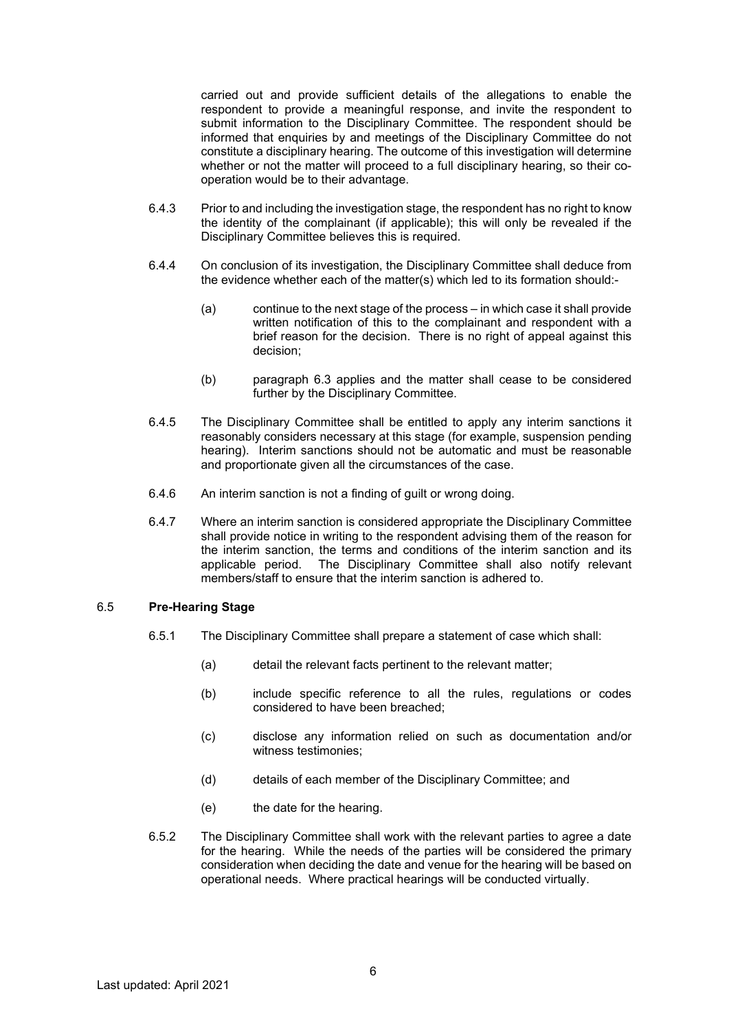carried out and provide sufficient details of the allegations to enable the respondent to provide a meaningful response, and invite the respondent to submit information to the Disciplinary Committee. The respondent should be informed that enquiries by and meetings of the Disciplinary Committee do not constitute a disciplinary hearing. The outcome of this investigation will determine whether or not the matter will proceed to a full disciplinary hearing, so their co-operation would be to their advantage.

6.4.3 Prior to and including the investigation stage, the respondent has no right to know the identity of the complainant (if applicable); this will only be revealed if the Disciplinary Committee believes this is required.

6.4.4 On conclusion of its investigation, the Disciplinary Committee shall deduce from the evidence whether each of the matter(s) which led to its formation should:-

(a) continue to the next stage of the process – in which case it shall provide written notification of this to the complainant and respondent with a brief reason for the decision. There is no right of appeal against this decision;

(b) paragraph 6.3 applies and the matter shall cease to be considered further by the Disciplinary Committee.

6.4.5 The Disciplinary Committee shall be entitled to apply any interim sanctions it reasonably considers necessary at this stage (for example, suspension pending hearing). Interim sanctions should not be automatic and must be reasonable and proportionate given all the circumstances of the case.

6.4.6 An interim sanction is not a finding of guilt or wrong doing.

6.4.7 Where an interim sanction is considered appropriate the Disciplinary Committee shall provide notice in writing to the respondent advising them of the reason for the interim sanction, the terms and conditions of the interim sanction and its applicable period. The Disciplinary Committee shall also notify relevant members/staff to ensure that the interim sanction is adhered to.

6.5 **Pre-Hearing Stage**

6.5.1 The Disciplinary Committee shall prepare a statement of case which shall:

(a) detail the relevant facts pertinent to the relevant matter;

(b) include specific reference to all the rules, regulations or codes considered to have been breached;

(c) disclose any information relied on such as documentation and/or witness testimonies;

(d) details of each member of the Disciplinary Committee; and

(e) the date for the hearing.

6.5.2 The Disciplinary Committee shall work with the relevant parties to agree a date for the hearing. While the needs of the parties will be considered the primary consideration when deciding the date and venue for the hearing will be based on operational needs. Where practical hearings will be conducted virtually.

Last updated: April 2021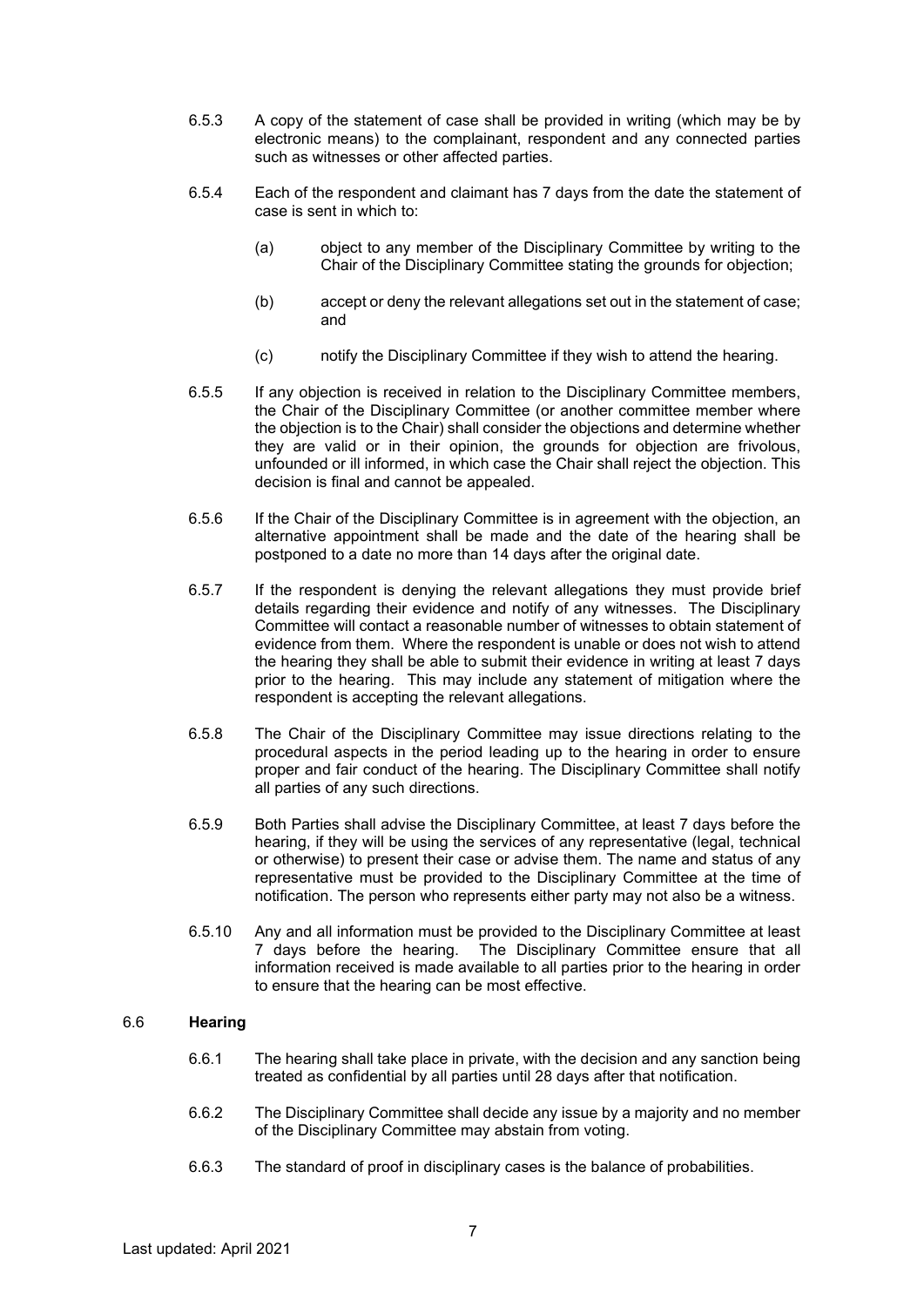6.5.3 A copy of the statement of case shall be provided in writing (which may be by electronic means) to the complainant, respondent and any connected parties such as witnesses or other affected parties.

6.5.4 Each of the respondent and claimant has 7 days from the date the statement of case is sent in which to:

(a) object to any member of the Disciplinary Committee by writing to the Chair of the Disciplinary Committee stating the grounds for objection;

(b) accept or deny the relevant allegations set out in the statement of case; and

(c) notify the Disciplinary Committee if they wish to attend the hearing.

6.5.5 If any objection is received in relation to the Disciplinary Committee members, the Chair of the Disciplinary Committee (or another committee member where the objection is to the Chair) shall consider the objections and determine whether they are valid or in their opinion, the grounds for objection are frivolous, unfounded or ill informed, in which case the Chair shall reject the objection. This decision is final and cannot be appealed.

6.5.6 If the Chair of the Disciplinary Committee is in agreement with the objection, an alternative appointment shall be made and the date of the hearing shall be postponed to a date no more than 14 days after the original date.

6.5.7 If the respondent is denying the relevant allegations they must provide brief details regarding their evidence and notify of any witnesses. The Disciplinary Committee will contact a reasonable number of witnesses to obtain statement of evidence from them. Where the respondent is unable or does not wish to attend the hearing they shall be able to submit their evidence in writing at least 7 days prior to the hearing. This may include any statement of mitigation where the respondent is accepting the relevant allegations.

6.5.8 The Chair of the Disciplinary Committee may issue directions relating to the procedural aspects in the period leading up to the hearing in order to ensure proper and fair conduct of the hearing. The Disciplinary Committee shall notify all parties of any such directions.

6.5.9 Both Parties shall advise the Disciplinary Committee, at least 7 days before the hearing, if they will be using the services of any representative (legal, technical or otherwise) to present their case or advise them. The name and status of any representative must be provided to the Disciplinary Committee at the time of notification. The person who represents either party may not also be a witness.

6.5.10 Any and all information must be provided to the Disciplinary Committee at least 7 days before the hearing. The Disciplinary Committee ensure that all information received is made available to all parties prior to the hearing in order to ensure that the hearing can be most effective.

6.6 **Hearing**

6.6.1 The hearing shall take place in private, with the decision and any sanction being treated as confidential by all parties until 28 days after that notification.

6.6.2 The Disciplinary Committee shall decide any issue by a majority and no member of the Disciplinary Committee may abstain from voting.

6.6.3 The standard of proof in disciplinary cases is the balance of probabilities.

Last updated: April 2021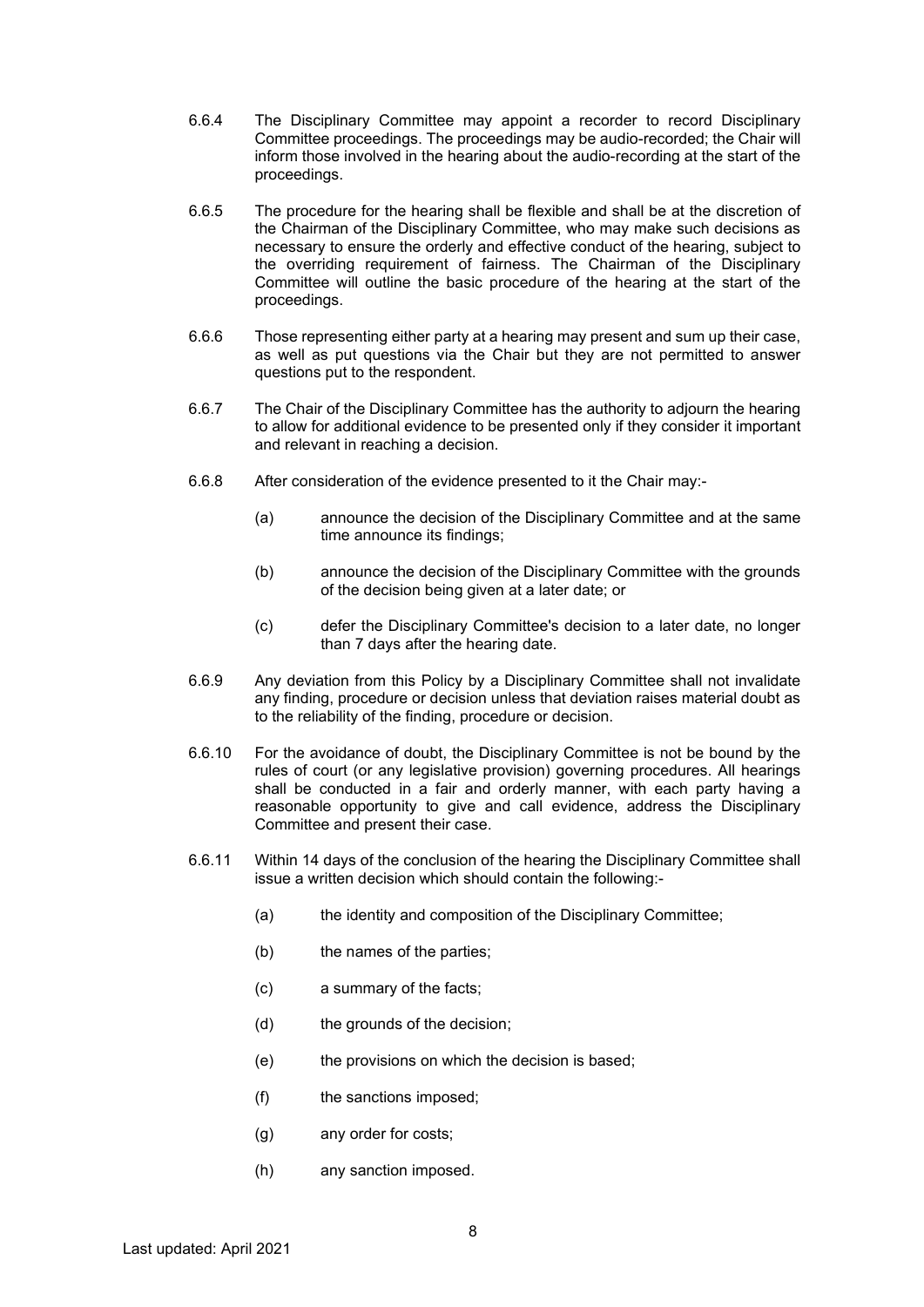6.6.4 The Disciplinary Committee may appoint a recorder to record Disciplinary Committee proceedings. The proceedings may be audio-recorded; the Chair will inform those involved in the hearing about the audio-recording at the start of the proceedings.

6.6.5 The procedure for the hearing shall be flexible and shall be at the discretion of the Chairman of the Disciplinary Committee, who may make such decisions as necessary to ensure the orderly and effective conduct of the hearing, subject to the overriding requirement of fairness. The Chairman of the Disciplinary Committee will outline the basic procedure of the hearing at the start of the proceedings.

6.6.6 Those representing either party at a hearing may present and sum up their case, as well as put questions via the Chair but they are not permitted to answer questions put to the respondent.

6.6.7 The Chair of the Disciplinary Committee has the authority to adjourn the hearing to allow for additional evidence to be presented only if they consider it important and relevant in reaching a decision.

6.6.8 After consideration of the evidence presented to it the Chair may:-

- (a) announce the decision of the Disciplinary Committee and at the same time announce its findings;
- (b) announce the decision of the Disciplinary Committee with the grounds of the decision being given at a later date; or
- (c) defer the Disciplinary Committee's decision to a later date, no longer than 7 days after the hearing date.

6.6.9 Any deviation from this Policy by a Disciplinary Committee shall not invalidate any finding, procedure or decision unless that deviation raises material doubt as to the reliability of the finding, procedure or decision.

6.6.10 For the avoidance of doubt, the Disciplinary Committee is not be bound by the rules of court (or any legislative provision) governing procedures. All hearings shall be conducted in a fair and orderly manner, with each party having a reasonable opportunity to give and call evidence, address the Disciplinary Committee and present their case.

6.6.11 Within 14 days of the conclusion of the hearing the Disciplinary Committee shall issue a written decision which should contain the following:-

- (a) the identity and composition of the Disciplinary Committee;
- (b) the names of the parties;
- (c) a summary of the facts;
- (d) the grounds of the decision;
- (e) the provisions on which the decision is based;
- (f) the sanctions imposed;
- (g) any order for costs;
- (h) any sanction imposed.

Last updated: April 2021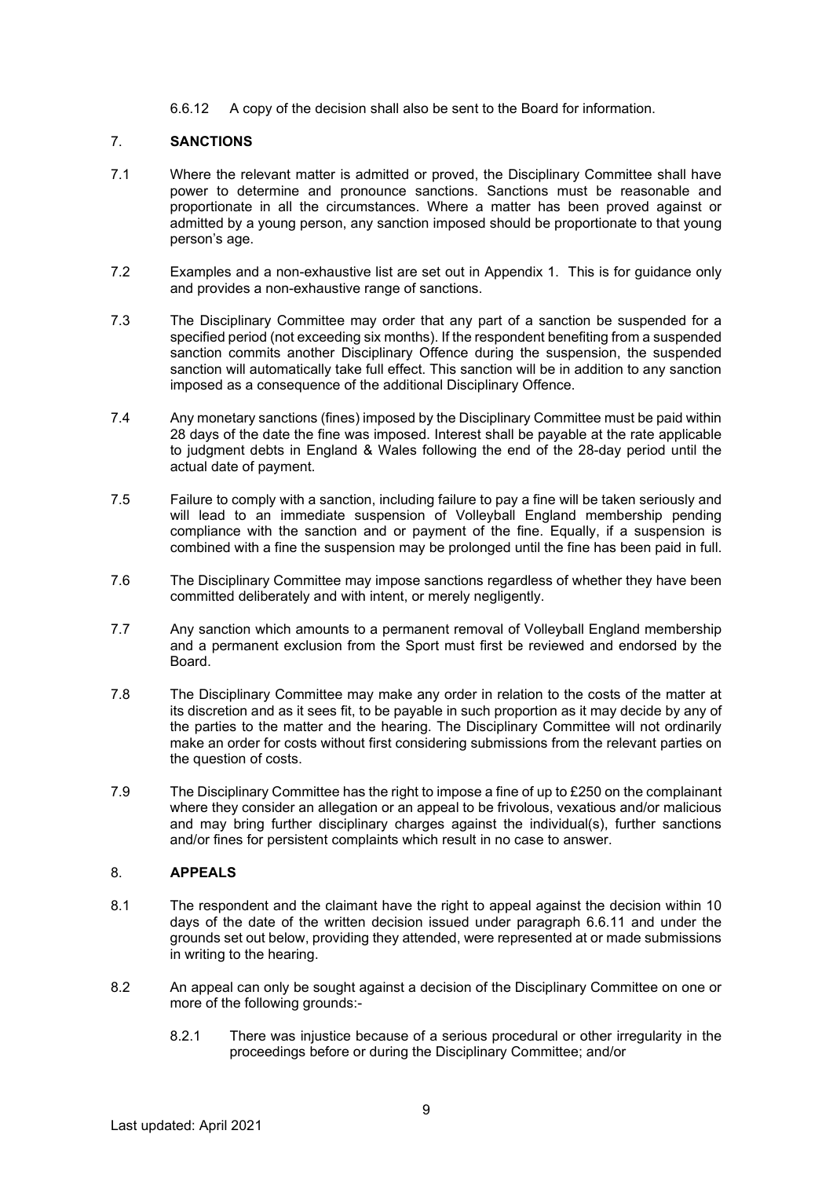6.6.12 A copy of the decision shall also be sent to the Board for information.

## 7. SANCTIONS

7.1 Where the relevant matter is admitted or proved, the Disciplinary Committee shall have power to determine and pronounce sanctions. Sanctions must be reasonable and proportionate in all the circumstances. Where a matter has been proved against or admitted by a young person, any sanction imposed should be proportionate to that young person's age.

7.2 Examples and a non-exhaustive list are set out in Appendix 1. This is for guidance only and provides a non-exhaustive range of sanctions.

7.3 The Disciplinary Committee may order that any part of a sanction be suspended for a specified period (not exceeding six months). If the respondent benefiting from a suspended sanction commits another Disciplinary Offence during the suspension, the suspended sanction will automatically take full effect. This sanction will be in addition to any sanction imposed as a consequence of the additional Disciplinary Offence.

7.4 Any monetary sanctions (fines) imposed by the Disciplinary Committee must be paid within 28 days of the date the fine was imposed. Interest shall be payable at the rate applicable to judgment debts in England & Wales following the end of the 28-day period until the actual date of payment.

7.5 Failure to comply with a sanction, including failure to pay a fine will be taken seriously and will lead to an immediate suspension of Volleyball England membership pending compliance with the sanction and or payment of the fine. Equally, if a suspension is combined with a fine the suspension may be prolonged until the fine has been paid in full.

7.6 The Disciplinary Committee may impose sanctions regardless of whether they have been committed deliberately and with intent, or merely negligently.

7.7 Any sanction which amounts to a permanent removal of Volleyball England membership and a permanent exclusion from the Sport must first be reviewed and endorsed by the Board.

7.8 The Disciplinary Committee may make any order in relation to the costs of the matter at its discretion and as it sees fit, to be payable in such proportion as it may decide by any of the parties to the matter and the hearing. The Disciplinary Committee will not ordinarily make an order for costs without first considering submissions from the relevant parties on the question of costs.

7.9 The Disciplinary Committee has the right to impose a fine of up to £250 on the complainant where they consider an allegation or an appeal to be frivolous, vexatious and/or malicious and may bring further disciplinary charges against the individual(s), further sanctions and/or fines for persistent complaints which result in no case to answer.

## 8. APPEALS

8.1 The respondent and the claimant have the right to appeal against the decision within 10 days of the date of the written decision issued under paragraph 6.6.11 and under the grounds set out below, providing they attended, were represented at or made submissions in writing to the hearing.

8.2 An appeal can only be sought against a decision of the Disciplinary Committee on one or more of the following grounds:-

8.2.1 There was injustice because of a serious procedural or other irregularity in the proceedings before or during the Disciplinary Committee; and/or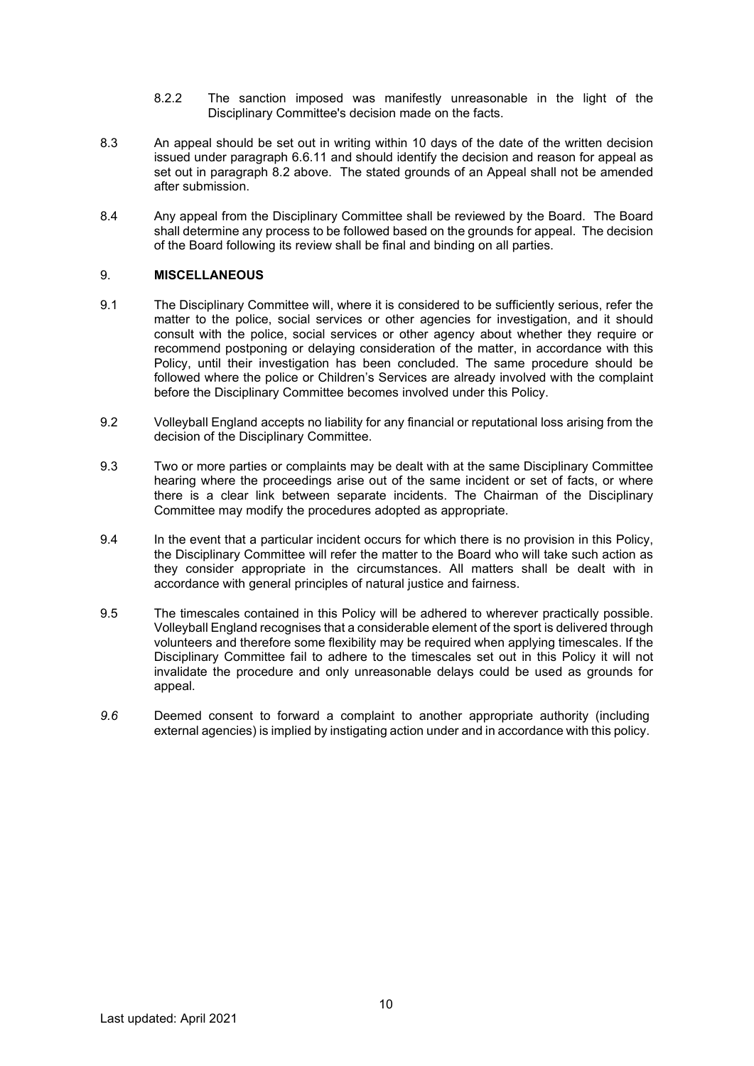8.2.2 The sanction imposed was manifestly unreasonable in the light of the Disciplinary Committee's decision made on the facts.

8.3 An appeal should be set out in writing within 10 days of the date of the written decision issued under paragraph 6.6.11 and should identify the decision and reason for appeal as set out in paragraph 8.2 above. The stated grounds of an Appeal shall not be amended after submission.

8.4 Any appeal from the Disciplinary Committee shall be reviewed by the Board. The Board shall determine any process to be followed based on the grounds for appeal. The decision of the Board following its review shall be final and binding on all parties.

## 9. MISCELLANEOUS

9.1 The Disciplinary Committee will, where it is considered to be sufficiently serious, refer the matter to the police, social services or other agencies for investigation, and it should consult with the police, social services or other agency about whether they require or recommend postponing or delaying consideration of the matter, in accordance with this Policy, until their investigation has been concluded. The same procedure should be followed where the police or Children's Services are already involved with the complaint before the Disciplinary Committee becomes involved under this Policy.

9.2 Volleyball England accepts no liability for any financial or reputational loss arising from the decision of the Disciplinary Committee.

9.3 Two or more parties or complaints may be dealt with at the same Disciplinary Committee hearing where the proceedings arise out of the same incident or set of facts, or where there is a clear link between separate incidents. The Chairman of the Disciplinary Committee may modify the procedures adopted as appropriate.

9.4 In the event that a particular incident occurs for which there is no provision in this Policy, the Disciplinary Committee will refer the matter to the Board who will take such action as they consider appropriate in the circumstances. All matters shall be dealt with in accordance with general principles of natural justice and fairness.

9.5 The timescales contained in this Policy will be adhered to wherever practically possible. Volleyball England recognises that a considerable element of the sport is delivered through volunteers and therefore some flexibility may be required when applying timescales. If the Disciplinary Committee fail to adhere to the timescales set out in this Policy it will not invalidate the procedure and only unreasonable delays could be used as grounds for appeal.

*9.6* Deemed consent to forward a complaint to another appropriate authority (including external agencies) is implied by instigating action under and in accordance with this policy.

Last updated: April 2021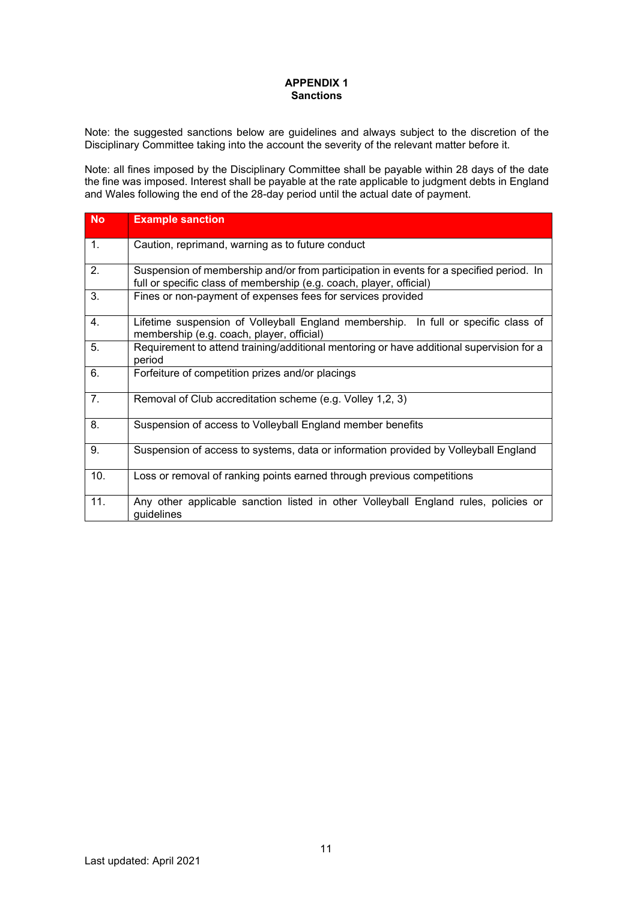**APPENDIX 1**
**Sanctions**

Note: the suggested sanctions below are guidelines and always subject to the discretion of the Disciplinary Committee taking into the account the severity of the relevant matter before it.

Note: all fines imposed by the Disciplinary Committee shall be payable within 28 days of the date the fine was imposed. Interest shall be payable at the rate applicable to judgment debts in England and Wales following the end of the 28-day period until the actual date of payment.

| No | Example sanction |
|---|---|
| 1. | Caution, reprimand, warning as to future conduct |
| 2. | Suspension of membership and/or from participation in events for a specified period. In full or specific class of membership (e.g. coach, player, official) |
| 3. | Fines or non-payment of expenses fees for services provided |
| 4. | Lifetime suspension of Volleyball England membership. In full or specific class of membership (e.g. coach, player, official) |
| 5. | Requirement to attend training/additional mentoring or have additional supervision for a period |
| 6. | Forfeiture of competition prizes and/or placings |
| 7. | Removal of Club accreditation scheme (e.g. Volley 1,2, 3) |
| 8. | Suspension of access to Volleyball England member benefits |
| 9. | Suspension of access to systems, data or information provided by Volleyball England |
| 10. | Loss or removal of ranking points earned through previous competitions |
| 11. | Any other applicable sanction listed in other Volleyball England rules, policies or guidelines |

Last updated: April 2021